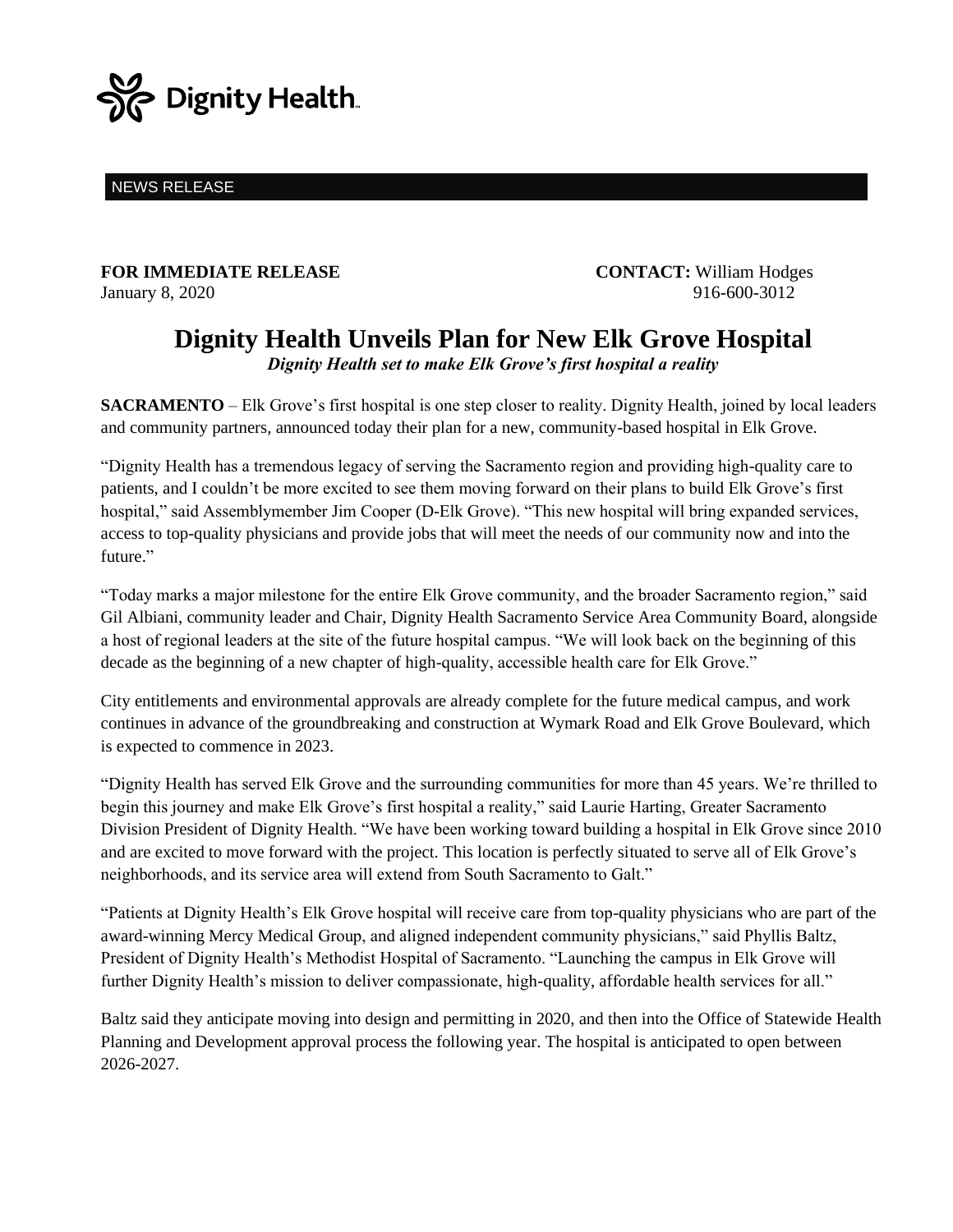Dignity Health

NEWS RELEASE

**FOR IMMEDIATE RELEASE**
January 8, 2020

**CONTACT:** William Hodges
916-600-3012

# Dignity Health Unveils Plan for New Elk Grove Hospital

***Dignity Health set to make Elk Grove's first hospital a reality***

**SACRAMENTO** – Elk Grove's first hospital is one step closer to reality. Dignity Health, joined by local leaders and community partners, announced today their plan for a new, community-based hospital in Elk Grove.

"Dignity Health has a tremendous legacy of serving the Sacramento region and providing high-quality care to patients, and I couldn't be more excited to see them moving forward on their plans to build Elk Grove's first hospital," said Assemblymember Jim Cooper (D-Elk Grove). "This new hospital will bring expanded services, access to top-quality physicians and provide jobs that will meet the needs of our community now and into the future."

"Today marks a major milestone for the entire Elk Grove community, and the broader Sacramento region," said Gil Albiani, community leader and Chair, Dignity Health Sacramento Service Area Community Board, alongside a host of regional leaders at the site of the future hospital campus. "We will look back on the beginning of this decade as the beginning of a new chapter of high-quality, accessible health care for Elk Grove."

City entitlements and environmental approvals are already complete for the future medical campus, and work continues in advance of the groundbreaking and construction at Wymark Road and Elk Grove Boulevard, which is expected to commence in 2023.

"Dignity Health has served Elk Grove and the surrounding communities for more than 45 years. We're thrilled to begin this journey and make Elk Grove's first hospital a reality," said Laurie Harting, Greater Sacramento Division President of Dignity Health. "We have been working toward building a hospital in Elk Grove since 2010 and are excited to move forward with the project. This location is perfectly situated to serve all of Elk Grove's neighborhoods, and its service area will extend from South Sacramento to Galt."

"Patients at Dignity Health's Elk Grove hospital will receive care from top-quality physicians who are part of the award-winning Mercy Medical Group, and aligned independent community physicians," said Phyllis Baltz, President of Dignity Health's Methodist Hospital of Sacramento. "Launching the campus in Elk Grove will further Dignity Health's mission to deliver compassionate, high-quality, affordable health services for all."

Baltz said they anticipate moving into design and permitting in 2020, and then into the Office of Statewide Health Planning and Development approval process the following year. The hospital is anticipated to open between 2026-2027.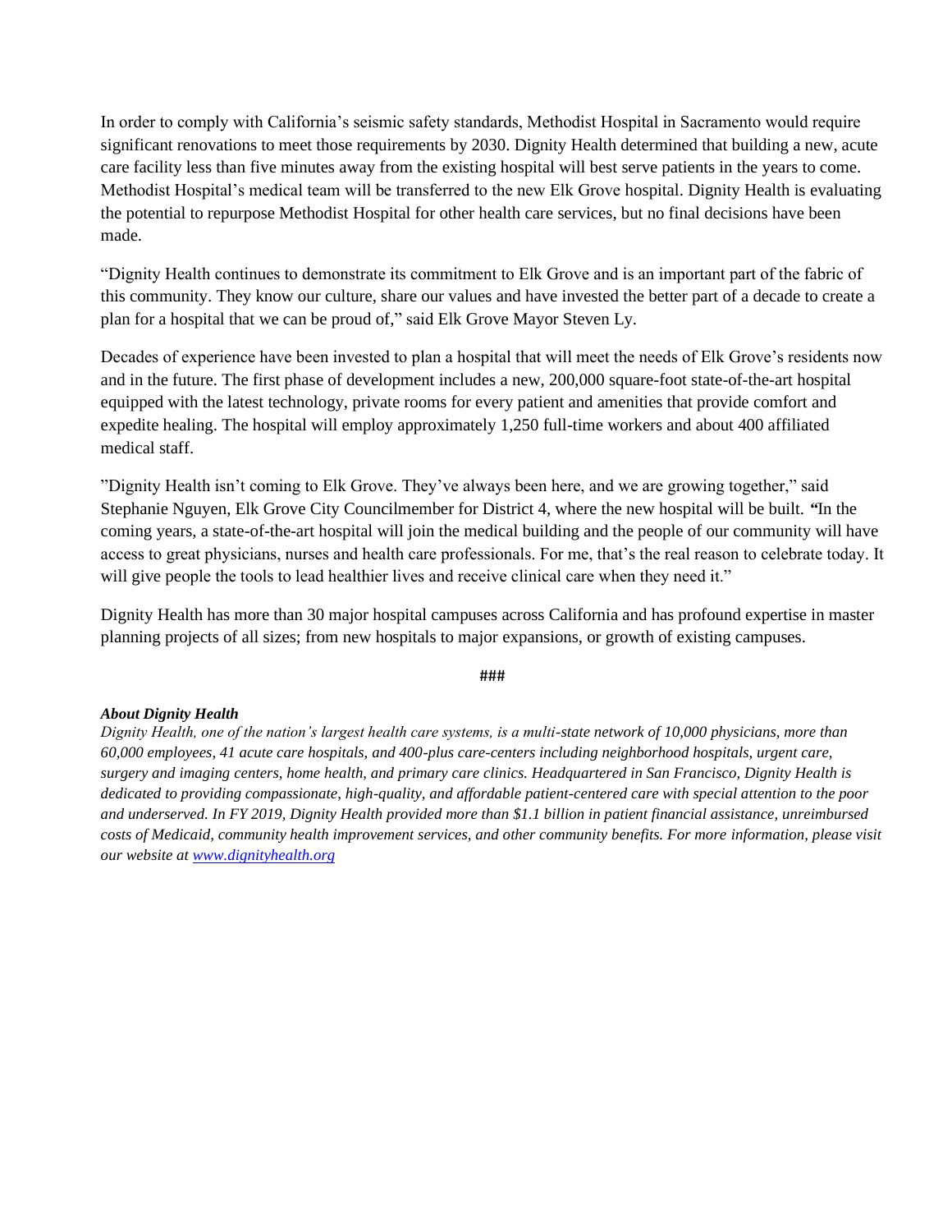In order to comply with California's seismic safety standards, Methodist Hospital in Sacramento would require significant renovations to meet those requirements by 2030. Dignity Health determined that building a new, acute care facility less than five minutes away from the existing hospital will best serve patients in the years to come. Methodist Hospital's medical team will be transferred to the new Elk Grove hospital. Dignity Health is evaluating the potential to repurpose Methodist Hospital for other health care services, but no final decisions have been made.

"Dignity Health continues to demonstrate its commitment to Elk Grove and is an important part of the fabric of this community. They know our culture, share our values and have invested the better part of a decade to create a plan for a hospital that we can be proud of," said Elk Grove Mayor Steven Ly.

Decades of experience have been invested to plan a hospital that will meet the needs of Elk Grove's residents now and in the future. The first phase of development includes a new, 200,000 square-foot state-of-the-art hospital equipped with the latest technology, private rooms for every patient and amenities that provide comfort and expedite healing. The hospital will employ approximately 1,250 full-time workers and about 400 affiliated medical staff.

"Dignity Health isn't coming to Elk Grove. They've always been here, and we are growing together," said Stephanie Nguyen, Elk Grove City Councilmember for District 4, where the new hospital will be built. **"**In the coming years, a state-of-the-art hospital will join the medical building and the people of our community will have access to great physicians, nurses and health care professionals. For me, that's the real reason to celebrate today. It will give people the tools to lead healthier lives and receive clinical care when they need it."

Dignity Health has more than 30 major hospital campuses across California and has profound expertise in master planning projects of all sizes; from new hospitals to major expansions, or growth of existing campuses.

**###**

***About Dignity Health***

*Dignity Health, one of the nation's largest health care systems, is a multi-state network of 10,000 physicians, more than 60,000 employees, 41 acute care hospitals, and 400-plus care-centers including neighborhood hospitals, urgent care, surgery and imaging centers, home health, and primary care clinics. Headquartered in San Francisco, Dignity Health is dedicated to providing compassionate, high-quality, and affordable patient-centered care with special attention to the poor and underserved. In FY 2019, Dignity Health provided more than $1.1 billion in patient financial assistance, unreimbursed costs of Medicaid, community health improvement services, and other community benefits. For more information, please visit our website at [www.dignityhealth.org](http://www.dignityhealth.org)*